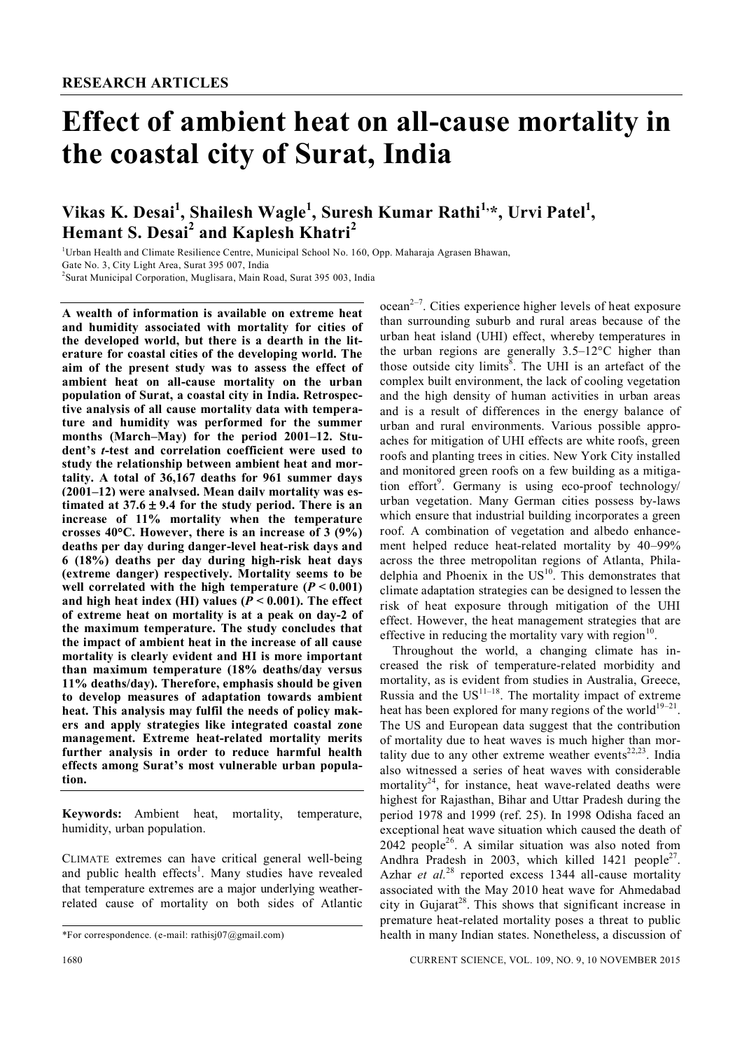RESEARCH ARTICLES

# Effect of ambient heat on all-cause mortality in the coastal city of Surat, India

**Vikas K. Desai[1], Shailesh Wagle[1], Suresh Kumar Rathi[1,*], Urvi Patel[1], Hemant S. Desai[2] and Kaplesh Khatri[2]**

[1]Urban Health and Climate Resilience Centre, Municipal School No. 160, Opp. Maharaja Agrasen Bhawan, Gate No. 3, City Light Area, Surat 395 007, India
[2]Surat Municipal Corporation, Muglisara, Main Road, Surat 395 003, India

**A wealth of information is available on extreme heat and humidity associated with mortality for cities of the developed world, but there is a dearth in the literature for coastal cities of the developing world. The aim of the present study was to assess the effect of ambient heat on all-cause mortality on the urban population of Surat, a coastal city in India. Retrospective analysis of all cause mortality data with temperature and humidity was performed for the summer months (March–May) for the period 2001–12. Student's *t*-test and correlation coefficient were used to study the relationship between ambient heat and mortality. A total of 36,167 deaths for 961 summer days (2001–12) were analysed. Mean daily mortality was estimated at 37.6 ± 9.4 for the study period. There is an increase of 11% mortality when the temperature crosses 40°C. However, there is an increase of 3 (9%) deaths per day during danger-level heat-risk days and 6 (18%) deaths per day during high-risk heat days (extreme danger) respectively. Mortality seems to be well correlated with the high temperature ($P < 0.001$) and high heat index (HI) values ($P < 0.001$). The effect of extreme heat on mortality is at a peak on day-2 of the maximum temperature. The study concludes that the impact of ambient heat in the increase of all cause mortality is clearly evident and HI is more important than maximum temperature (18% deaths/day versus 11% deaths/day). Therefore, emphasis should be given to develop measures of adaptation towards ambient heat. This analysis may fulfil the needs of policy makers and apply strategies like integrated coastal zone management. Extreme heat-related mortality merits further analysis in order to reduce harmful health effects among Surat's most vulnerable urban population.**

**Keywords:** Ambient heat, mortality, temperature, humidity, urban population.

CLIMATE extremes can have critical general well-being and public health effects[1]. Many studies have revealed that temperature extremes are a major underlying weather-related cause of mortality on both sides of Atlantic ocean[2–7]. Cities experience higher levels of heat exposure than surrounding suburb and rural areas because of the urban heat island (UHI) effect, whereby temperatures in the urban regions are generally 3.5–12°C higher than those outside city limits[8]. The UHI is an artefact of the complex built environment, the lack of cooling vegetation and the high density of human activities in urban areas and is a result of differences in the energy balance of urban and rural environments. Various possible approaches for mitigation of UHI effects are white roofs, green roofs and planting trees in cities. New York City installed and monitored green roofs on a few building as a mitigation effort[9]. Germany is using eco-proof technology/urban vegetation. Many German cities possess by-laws which ensure that industrial building incorporates a green roof. A combination of vegetation and albedo enhancement helped reduce heat-related mortality by 40–99% across the three metropolitan regions of Atlanta, Philadelphia and Phoenix in the US[10]. This demonstrates that climate adaptation strategies can be designed to lessen the risk of heat exposure through mitigation of the UHI effect. However, the heat management strategies that are effective in reducing the mortality vary with region[10].

Throughout the world, a changing climate has increased the risk of temperature-related morbidity and mortality, as is evident from studies in Australia, Greece, Russia and the US[11–18]. The mortality impact of extreme heat has been explored for many regions of the world[19–21]. The US and European data suggest that the contribution of mortality due to heat waves is much higher than mortality due to any other extreme weather events[22,23]. India also witnessed a series of heat waves with considerable mortality[24], for instance, heat wave-related deaths were highest for Rajasthan, Bihar and Uttar Pradesh during the period 1978 and 1999 (ref. 25). In 1998 Odisha faced an exceptional heat wave situation which caused the death of 2042 people[26]. A similar situation was also noted from Andhra Pradesh in 2003, which killed 1421 people[27]. Azhar *et al.*[28] reported excess 1344 all-cause mortality associated with the May 2010 heat wave for Ahmedabad city in Gujarat[28]. This shows that significant increase in premature heat-related mortality poses a threat to public health in many Indian states. Nonetheless, a discussion of

*For correspondence. (e-mail: rathisj07@gmail.com)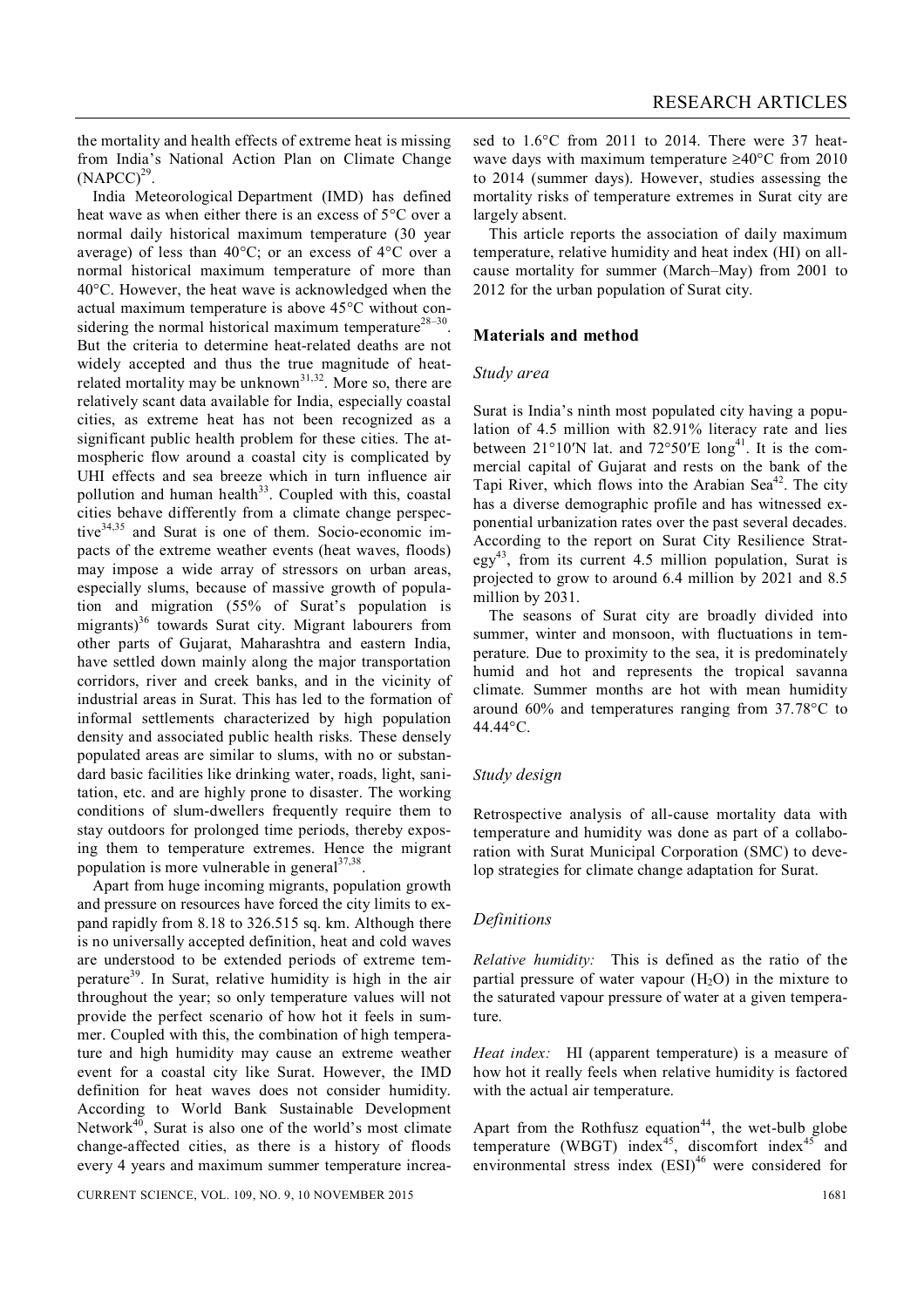the mortality and health effects of extreme heat is missing from India's National Action Plan on Climate Change (NAPCC)[29].

India Meteorological Department (IMD) has defined heat wave as when either there is an excess of 5°C over a normal daily historical maximum temperature (30 year average) of less than 40°C; or an excess of 4°C over a normal historical maximum temperature of more than 40°C. However, the heat wave is acknowledged when the actual maximum temperature is above 45°C without considering the normal historical maximum temperature[28–30]. But the criteria to determine heat-related deaths are not widely accepted and thus the true magnitude of heat-related mortality may be unknown[31,32]. More so, there are relatively scant data available for India, especially coastal cities, as extreme heat has not been recognized as a significant public health problem for these cities. The atmospheric flow around a coastal city is complicated by UHI effects and sea breeze which in turn influence air pollution and human health[33]. Coupled with this, coastal cities behave differently from a climate change perspective[34,35] and Surat is one of them. Socio-economic impacts of the extreme weather events (heat waves, floods) may impose a wide array of stressors on urban areas, especially slums, because of massive growth of population and migration (55% of Surat's population is migrants)[36] towards Surat city. Migrant labourers from other parts of Gujarat, Maharashtra and eastern India, have settled down mainly along the major transportation corridors, river and creek banks, and in the vicinity of industrial areas in Surat. This has led to the formation of informal settlements characterized by high population density and associated public health risks. These densely populated areas are similar to slums, with no or substandard basic facilities like drinking water, roads, light, sanitation, etc. and are highly prone to disaster. The working conditions of slum-dwellers frequently require them to stay outdoors for prolonged time periods, thereby exposing them to temperature extremes. Hence the migrant population is more vulnerable in general[37,38].

Apart from huge incoming migrants, population growth and pressure on resources have forced the city limits to expand rapidly from 8.18 to 326.515 sq. km. Although there is no universally accepted definition, heat and cold waves are understood to be extended periods of extreme temperature[39]. In Surat, relative humidity is high in the air throughout the year; so only temperature values will not provide the perfect scenario of how hot it feels in summer. Coupled with this, the combination of high temperature and high humidity may cause an extreme weather event for a coastal city like Surat. However, the IMD definition for heat waves does not consider humidity. According to World Bank Sustainable Development Network[40], Surat is also one of the world's most climate change-affected cities, as there is a history of floods every 4 years and maximum summer temperature increased to 1.6°C from 2011 to 2014. There were 37 heat-wave days with maximum temperature ≥40°C from 2010 to 2014 (summer days). However, studies assessing the mortality risks of temperature extremes in Surat city are largely absent.

This article reports the association of daily maximum temperature, relative humidity and heat index (HI) on all-cause mortality for summer (March–May) from 2001 to 2012 for the urban population of Surat city.

## Materials and method

### *Study area*

Surat is India's ninth most populated city having a population of 4.5 million with 82.91% literacy rate and lies between 21°10′N lat. and 72°50′E long[41]. It is the commercial capital of Gujarat and rests on the bank of the Tapi River, which flows into the Arabian Sea[42]. The city has a diverse demographic profile and has witnessed exponential urbanization rates over the past several decades. According to the report on Surat City Resilience Strategy[43], from its current 4.5 million population, Surat is projected to grow to around 6.4 million by 2021 and 8.5 million by 2031.

The seasons of Surat city are broadly divided into summer, winter and monsoon, with fluctuations in temperature. Due to proximity to the sea, it is predominately humid and hot and represents the tropical savanna climate. Summer months are hot with mean humidity around 60% and temperatures ranging from 37.78°C to 44.44°C.

### *Study design*

Retrospective analysis of all-cause mortality data with temperature and humidity was done as part of a collaboration with Surat Municipal Corporation (SMC) to develop strategies for climate change adaptation for Surat.

### *Definitions*

*Relative humidity:* This is defined as the ratio of the partial pressure of water vapour ($H_2O$) in the mixture to the saturated vapour pressure of water at a given temperature.

*Heat index:* HI (apparent temperature) is a measure of how hot it really feels when relative humidity is factored with the actual air temperature.

Apart from the Rothfusz equation[44], the wet-bulb globe temperature (WBGT) index[45], discomfort index[45] and environmental stress index (ESI)[46] were considered for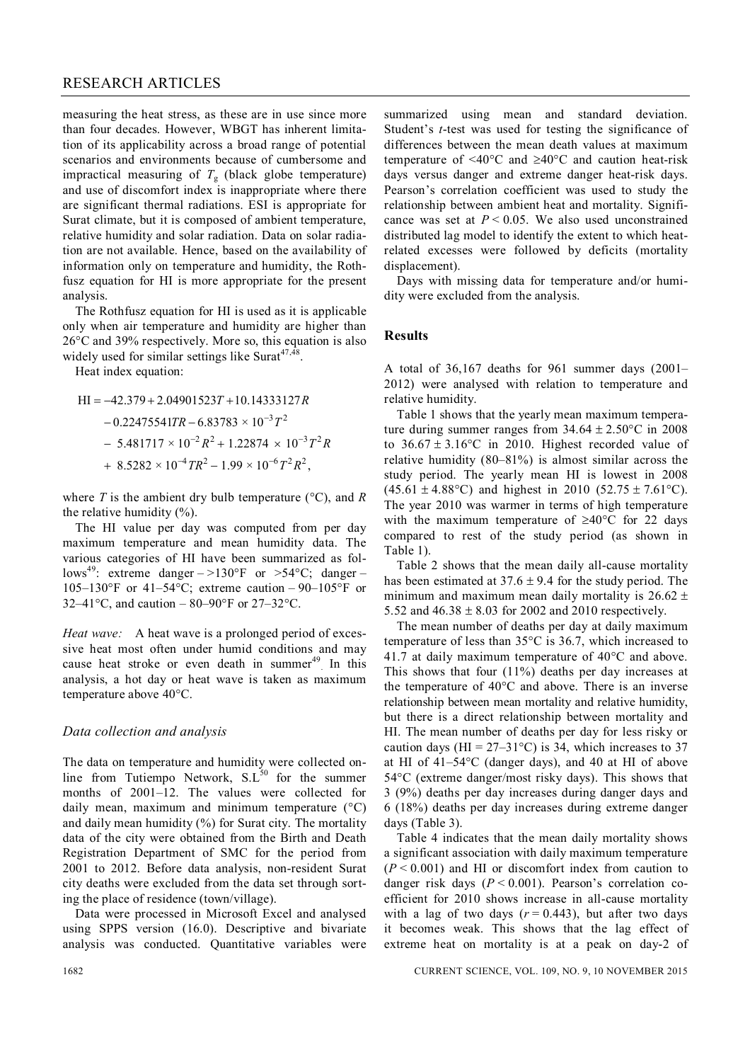measuring the heat stress, as these are in use since more than four decades. However, WBGT has inherent limitation of its applicability across a broad range of potential scenarios and environments because of cumbersome and impractical measuring of $T_g$ (black globe temperature) and use of discomfort index is inappropriate where there are significant thermal radiations. ESI is appropriate for Surat climate, but it is composed of ambient temperature, relative humidity and solar radiation. Data on solar radiation are not available. Hence, based on the availability of information only on temperature and humidity, the Rothfusz equation for HI is more appropriate for the present analysis.

The Rothfusz equation for HI is used as it is applicable only when air temperature and humidity are higher than 26°C and 39% respectively. More so, this equation is also widely used for similar settings like Surat[47,48].

Heat index equation:

$$
\begin{aligned}
\mathrm{HI} = & -42.379 + 2.04901523T + 10.14333127R \\
& - 0.22475541TR - 6.83783 \times 10^{-3}T^2 \\
& - 5.481717 \times 10^{-2}R^2 + 1.22874 \times 10^{-3}T^2R \\
& + 8.5282 \times 10^{-4}TR^2 - 1.99 \times 10^{-6}T^2R^2,
\end{aligned}
$$

where $T$ is the ambient dry bulb temperature (°C), and $R$ the relative humidity (%).

The HI value per day was computed from per day maximum temperature and mean humidity data. The various categories of HI have been summarized as follows[49]: extreme danger – >130°F or >54°C; danger – 105–130°F or 41–54°C; extreme caution – 90–105°F or 32–41°C, and caution – 80–90°F or 27–32°C.

*Heat wave:* A heat wave is a prolonged period of excessive heat most often under humid conditions and may cause heat stroke or even death in summer[49]. In this analysis, a hot day or heat wave is taken as maximum temperature above 40°C.

### *Data collection and analysis*

The data on temperature and humidity were collected online from Tutiempo Network, S.L[50] for the summer months of 2001–12. The values were collected for daily mean, maximum and minimum temperature (°C) and daily mean humidity (%) for Surat city. The mortality data of the city were obtained from the Birth and Death Registration Department of SMC for the period from 2001 to 2012. Before data analysis, non-resident Surat city deaths were excluded from the data set through sorting the place of residence (town/village).

Data were processed in Microsoft Excel and analysed using SPPS version (16.0). Descriptive and bivariate analysis was conducted. Quantitative variables were summarized using mean and standard deviation. Student's *t*-test was used for testing the significance of differences between the mean death values at maximum temperature of <40°C and ≥40°C and caution heat-risk days versus danger and extreme danger heat-risk days. Pearson's correlation coefficient was used to study the relationship between ambient heat and mortality. Significance was set at $P < 0.05$. We also used unconstrained distributed lag model to identify the extent to which heat-related excesses were followed by deficits (mortality displacement).

Days with missing data for temperature and/or humidity were excluded from the analysis.

## Results

A total of 36,167 deaths for 961 summer days (2001–2012) were analysed with relation to temperature and relative humidity.

Table 1 shows that the yearly mean maximum temperature during summer ranges from 34.64 ± 2.50°C in 2008 to 36.67 ± 3.16°C in 2010. Highest recorded value of relative humidity (80–81%) is almost similar across the study period. The yearly mean HI is lowest in 2008 (45.61 ± 4.88°C) and highest in 2010 (52.75 ± 7.61°C). The year 2010 was warmer in terms of high temperature with the maximum temperature of ≥40°C for 22 days compared to rest of the study period (as shown in Table 1).

Table 2 shows that the mean daily all-cause mortality has been estimated at 37.6 ± 9.4 for the study period. The minimum and maximum mean daily mortality is 26.62 ± 5.52 and 46.38 ± 8.03 for 2002 and 2010 respectively.

The mean number of deaths per day at daily maximum temperature of less than 35°C is 36.7, which increased to 41.7 at daily maximum temperature of 40°C and above. This shows that four (11%) deaths per day increases at the temperature of 40°C and above. There is an inverse relationship between mean mortality and relative humidity, but there is a direct relationship between mortality and HI. The mean number of deaths per day for less risky or caution days (HI = 27–31°C) is 34, which increases to 37 at HI of 41–54°C (danger days), and 40 at HI of above 54°C (extreme danger/most risky days). This shows that 3 (9%) deaths per day increases during danger days and 6 (18%) deaths per day increases during extreme danger days (Table 3).

Table 4 indicates that the mean daily mortality shows a significant association with daily maximum temperature ($P < 0.001$) and HI or discomfort index from caution to danger risk days ($P < 0.001$). Pearson's correlation coefficient for 2010 shows increase in all-cause mortality with a lag of two days ($r = 0.443$), but after two days it becomes weak. This shows that the lag effect of extreme heat on mortality is at a peak on day-2 of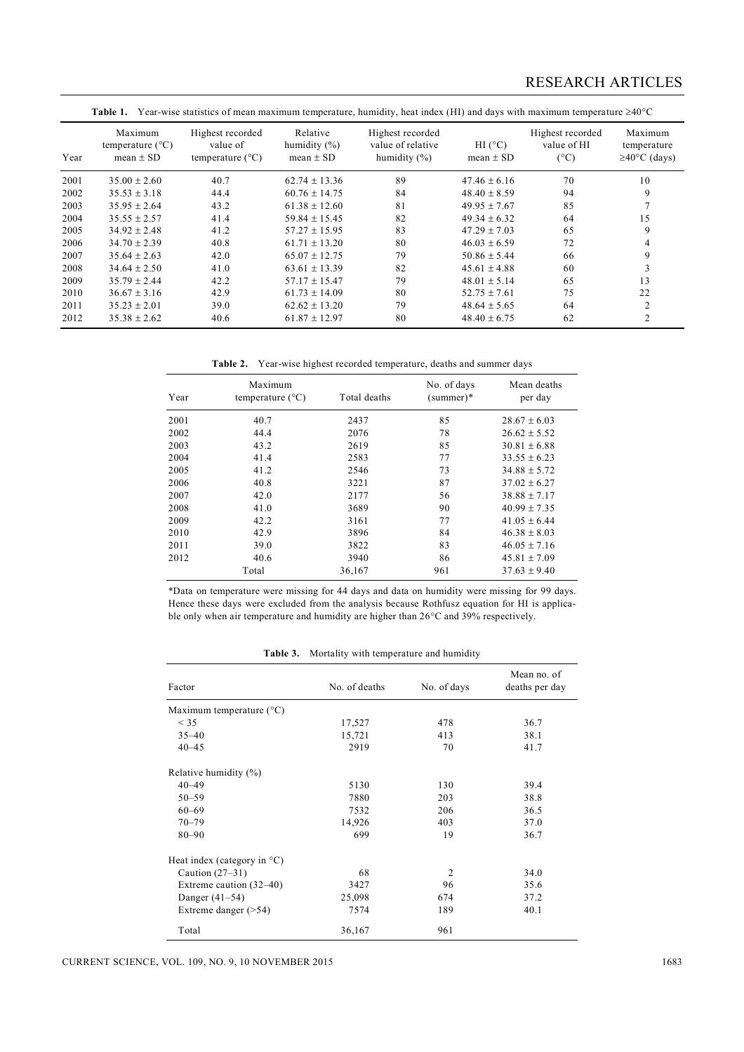**Table 1.** Year-wise statistics of mean maximum temperature, humidity, heat index (HI) and days with maximum temperature ≥40°C

| Year | Maximum temperature (°C) mean ± SD | Highest recorded value of temperature (°C) | Relative humidity (%) mean ± SD | Highest recorded value of relative humidity (%) | HI (°C) mean ± SD | Highest recorded value of HI (°C) | Maximum temperature ≥40°C (days) |
|---|---|---|---|---|---|---|---|
| 2001 | 35.00 ± 2.60 | 40.7 | 62.74 ± 13.36 | 89 | 47.46 ± 6.16 | 70 | 10 |
| 2002 | 35.53 ± 3.18 | 44.4 | 60.76 ± 14.75 | 84 | 48.40 ± 8.59 | 94 | 9 |
| 2003 | 35.95 ± 2.64 | 43.2 | 61.38 ± 12.60 | 81 | 49.95 ± 7.67 | 85 | 7 |
| 2004 | 35.55 ± 2.57 | 41.4 | 59.84 ± 15.45 | 82 | 49.34 ± 6.32 | 64 | 15 |
| 2005 | 34.92 ± 2.48 | 41.2 | 57.27 ± 15.95 | 83 | 47.29 ± 7.03 | 65 | 9 |
| 2006 | 34.70 ± 2.39 | 40.8 | 61.71 ± 13.20 | 80 | 46.03 ± 6.59 | 72 | 4 |
| 2007 | 35.64 ± 2.63 | 42.0 | 65.07 ± 12.75 | 79 | 50.86 ± 5.44 | 66 | 9 |
| 2008 | 34.64 ± 2.50 | 41.0 | 63.61 ± 13.39 | 82 | 45.61 ± 4.88 | 60 | 3 |
| 2009 | 35.79 ± 2.44 | 42.2 | 57.17 ± 15.47 | 79 | 48.01 ± 5.14 | 65 | 13 |
| 2010 | 36.67 ± 3.16 | 42.9 | 61.73 ± 14.09 | 80 | 52.75 ± 7.61 | 75 | 22 |
| 2011 | 35.23 ± 2.01 | 39.0 | 62.62 ± 13.20 | 79 | 48.64 ± 5.65 | 64 | 2 |
| 2012 | 35.38 ± 2.62 | 40.6 | 61.87 ± 12.97 | 80 | 48.40 ± 6.75 | 62 | 2 |

**Table 2.** Year-wise highest recorded temperature, deaths and summer days

| Year | Maximum temperature (°C) | Total deaths | No. of days (summer)* | Mean deaths per day |
|---|---|---|---|---|
| 2001 | 40.7 | 2437 | 85 | 28.67 ± 6.03 |
| 2002 | 44.4 | 2076 | 78 | 26.62 ± 5.52 |
| 2003 | 43.2 | 2619 | 85 | 30.81 ± 6.88 |
| 2004 | 41.4 | 2583 | 77 | 33.55 ± 6.23 |
| 2005 | 41.2 | 2546 | 73 | 34.88 ± 5.72 |
| 2006 | 40.8 | 3221 | 87 | 37.02 ± 6.27 |
| 2007 | 42.0 | 2177 | 56 | 38.88 ± 7.17 |
| 2008 | 41.0 | 3689 | 90 | 40.99 ± 7.35 |
| 2009 | 42.2 | 3161 | 77 | 41.05 ± 6.44 |
| 2010 | 42.9 | 3896 | 84 | 46.38 ± 8.03 |
| 2011 | 39.0 | 3822 | 83 | 46.05 ± 7.16 |
| 2012 | 40.6 | 3940 | 86 | 45.81 ± 7.09 |
| | Total | 36,167 | 961 | 37.63 ± 9.40 |

*Data on temperature were missing for 44 days and data on humidity were missing for 99 days. Hence these days were excluded from the analysis because Rothfusz equation for HI is applicable only when air temperature and humidity are higher than 26°C and 39% respectively.

**Table 3.** Mortality with temperature and humidity

| Factor | No. of deaths | No. of days | Mean no. of deaths per day |
|---|---|---|---|
| Maximum temperature (°C) | | | |
| < 35 | 17,527 | 478 | 36.7 |
| 35–40 | 15,721 | 413 | 38.1 |
| 40–45 | 2919 | 70 | 41.7 |
| Relative humidity (%) | | | |
| 40–49 | 5130 | 130 | 39.4 |
| 50–59 | 7880 | 203 | 38.8 |
| 60–69 | 7532 | 206 | 36.5 |
| 70–79 | 14,926 | 403 | 37.0 |
| 80–90 | 699 | 19 | 36.7 |
| Heat index (category in °C) | | | |
| Caution (27–31) | 68 | 2 | 34.0 |
| Extreme caution (32–40) | 3427 | 96 | 35.6 |
| Danger (41–54) | 25,098 | 674 | 37.2 |
| Extreme danger (>54) | 7574 | 189 | 40.1 |
| Total | 36,167 | 961 | |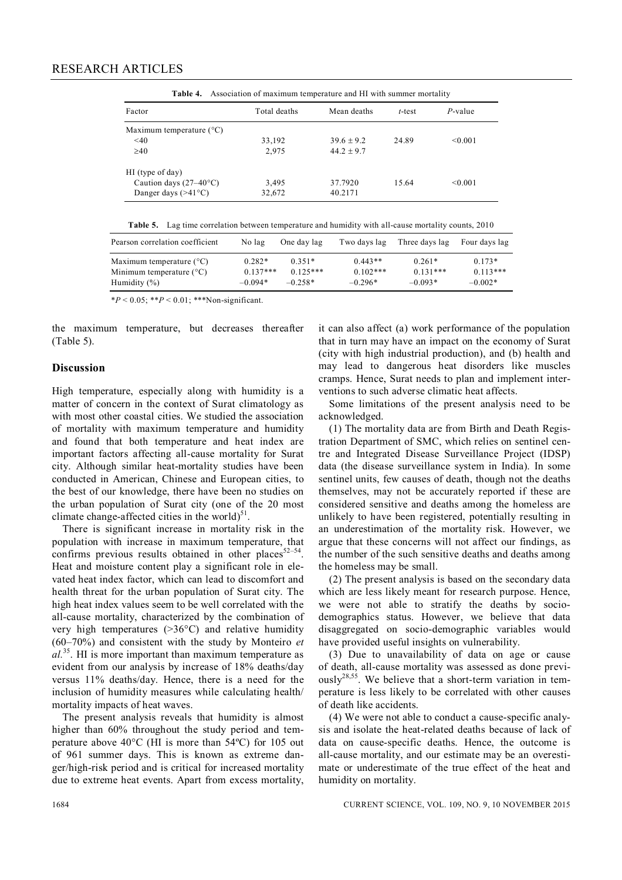**Table 4.** Association of maximum temperature and HI with summer mortality

| Factor | Total deaths | Mean deaths | *t*-test | *P*-value |
|---|---|---|---|---|
| Maximum temperature (°C) | | | | |
| <40 | 33,192 | 39.6 ± 9.2 | 24.89 | <0.001 |
| ≥40 | 2,975 | 44.2 ± 9.7 | | |
| HI (type of day) | | | | |
| Caution days (27–40°C) | 3,495 | 37.7920 | 15.64 | <0.001 |
| Danger days (>41°C) | 32,672 | 40.2171 | | |

**Table 5.** Lag time correlation between temperature and humidity with all-cause mortality counts, 2010

| Pearson correlation coefficient | No lag | One day lag | Two days lag | Three days lag | Four days lag |
|---|---|---|---|---|---|
| Maximum temperature (°C) | 0.282* | 0.351* | 0.443** | 0.261* | 0.173* |
| Minimum temperature (°C) | 0.137*** | 0.125*** | 0.102*** | 0.131*** | 0.113*** |
| Humidity (%) | –0.094* | –0.258* | –0.296* | –0.093* | –0.002* |

*$P < 0.05$; **$P < 0.01$; ***Non-significant.

the maximum temperature, but decreases thereafter (Table 5).

## Discussion

High temperature, especially along with humidity is a matter of concern in the context of Surat climatology as with most other coastal cities. We studied the association of mortality with maximum temperature and humidity and found that both temperature and heat index are important factors affecting all-cause mortality for Surat city. Although similar heat-mortality studies have been conducted in American, Chinese and European cities, to the best of our knowledge, there have been no studies on the urban population of Surat city (one of the 20 most climate change-affected cities in the world)[51].

There is significant increase in mortality risk in the population with increase in maximum temperature, that confirms previous results obtained in other places[52–54]. Heat and moisture content play a significant role in elevated heat index factor, which can lead to discomfort and health threat for the urban population of Surat city. The high heat index values seem to be well correlated with the all-cause mortality, characterized by the combination of very high temperatures (>36°C) and relative humidity (60–70%) and consistent with the study by Monteiro *et al.*[35]. HI is more important than maximum temperature as evident from our analysis by increase of 18% deaths/day versus 11% deaths/day. Hence, there is a need for the inclusion of humidity measures while calculating health/mortality impacts of heat waves.

The present analysis reveals that humidity is almost higher than 60% throughout the study period and temperature above 40°C (HI is more than 54ºC) for 105 out of 961 summer days. This is known as extreme danger/high-risk period and is critical for increased mortality due to extreme heat events. Apart from excess mortality, it can also affect (a) work performance of the population that in turn may have an impact on the economy of Surat (city with high industrial production), and (b) health and may lead to dangerous heat disorders like muscles cramps. Hence, Surat needs to plan and implement interventions to such adverse climatic heat affects.

Some limitations of the present analysis need to be acknowledged.

(1) The mortality data are from Birth and Death Registration Department of SMC, which relies on sentinel centre and Integrated Disease Surveillance Project (IDSP) data (the disease surveillance system in India). In some sentinel units, few causes of death, though not the deaths themselves, may not be accurately reported if these are considered sensitive and deaths among the homeless are unlikely to have been registered, potentially resulting in an underestimation of the mortality risk. However, we argue that these concerns will not affect our findings, as the number of the such sensitive deaths and deaths among the homeless may be small.

(2) The present analysis is based on the secondary data which are less likely meant for research purpose. Hence, we were not able to stratify the deaths by socio-demographics status. However, we believe that data disaggregated on socio-demographic variables would have provided useful insights on vulnerability.

(3) Due to unavailability of data on age or cause of death, all-cause mortality was assessed as done previously[28,55]. We believe that a short-term variation in temperature is less likely to be correlated with other causes of death like accidents.

(4) We were not able to conduct a cause-specific analysis and isolate the heat-related deaths because of lack of data on cause-specific deaths. Hence, the outcome is all-cause mortality, and our estimate may be an overestimate or underestimate of the true effect of the heat and humidity on mortality.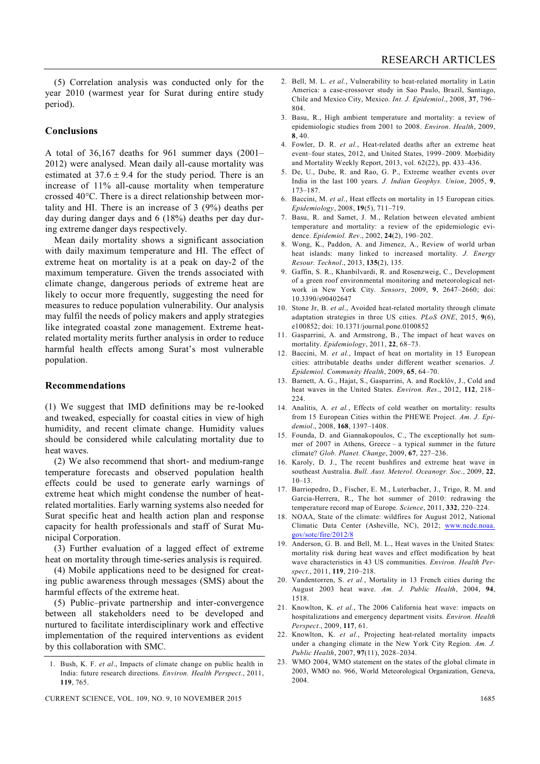(5) Correlation analysis was conducted only for the year 2010 (warmest year for Surat during entire study period).

## Conclusions

A total of 36,167 deaths for 961 summer days (2001–2012) were analysed. Mean daily all-cause mortality was estimated at $37.6 \pm 9.4$ for the study period. There is an increase of 11% all-cause mortality when temperature crossed 40°C. There is a direct relationship between mortality and HI. There is an increase of 3 (9%) deaths per day during danger days and 6 (18%) deaths per day during extreme danger days respectively.

Mean daily mortality shows a significant association with daily maximum temperature and HI. The effect of extreme heat on mortality is at a peak on day-2 of the maximum temperature. Given the trends associated with climate change, dangerous periods of extreme heat are likely to occur more frequently, suggesting the need for measures to reduce population vulnerability. Our analysis may fulfil the needs of policy makers and apply strategies like integrated coastal zone management. Extreme heat-related mortality merits further analysis in order to reduce harmful health effects among Surat's most vulnerable population.

## Recommendations

(1) We suggest that IMD definitions may be re-looked and tweaked, especially for coastal cities in view of high humidity, and recent climate change. Humidity values should be considered while calculating mortality due to heat waves.

(2) We also recommend that short- and medium-range temperature forecasts and observed population health effects could be used to generate early warnings of extreme heat which might condense the number of heat-related mortalities. Early warning systems also needed for Surat specific heat and health action plan and response capacity for health professionals and staff of Surat Municipal Corporation.

(3) Further evaluation of a lagged effect of extreme heat on mortality through time-series analysis is required.

(4) Mobile applications need to be designed for creating public awareness through messages (SMS) about the harmful effects of the extreme heat.

(5) Public–private partnership and inter-convergence between all stakeholders need to be developed and nurtured to facilitate interdisciplinary work and effective implementation of the required interventions as evident by this collaboration with SMC.

---

1. Bush, K. F. *et al*., Impacts of climate change on public health in India: future research directions. *Environ. Health Perspect.*, 2011, **119**, 765.
2. Bell, M. L. *et al.*, Vulnerability to heat-related mortality in Latin America: a case-crossover study in Sao Paulo, Brazil, Santiago, Chile and Mexico City, Mexico. *Int. J. Epidemiol*., 2008, **37**, 796–804.
3. Basu, R., High ambient temperature and mortality: a review of epidemiologic studies from 2001 to 2008. *Environ. Health*, 2009, **8**, 40.
4. Fowler, D. R. *et al.*, Heat-related deaths after an extreme heat event–four states, 2012, and United States, 1999–2009. Morbidity and Mortality Weekly Report, 2013, vol. 62(22), pp. 433–436.
5. De, U., Dube, R. and Rao, G. P., Extreme weather events over India in the last 100 years. *J. Indian Geophys. Union*, 2005, **9**, 173–187.
6. Baccini, M. *et al*., Heat effects on mortality in 15 European cities. *Epidemiology*, 2008, **19**(5), 711–719.
7. Basu, R. and Samet, J. M., Relation between elevated ambient temperature and mortality: a review of the epidemiologic evidence. *Epidemiol. Rev*., 2002, **24**(2), 190–202.
8. Wong, K., Paddon, A. and Jimenez, A., Review of world urban heat islands: many linked to increased mortality. *J. Energy Resour. Technol*., 2013, **135**(2), 135.
9. Gaffin, S. R., Khanbilvardi, R. and Rosenzweig, C., Development of a green roof environmental monitoring and meteorological network in New York City. *Sensors*, 2009, **9**, 2647–2660; doi: 10.3390/s90402647
10. Stone Jr, B. *et al*., Avoided heat-related mortality through climate adaptation strategies in three US cities. *PLoS ONE*, 2015, **9**(6), e100852; doi: 10.1371/journal.pone.0100852
11. Gasparrini, A. and Armstrong, B., The impact of heat waves on mortality. *Epidemiology*, 2011, **22**, 68–73.
12. Baccini, M. *et al.*, Impact of heat on mortality in 15 European cities: attributable deaths under different weather scenarios. *J. Epidemiol. Community Health*, 2009, **65**, 64–70.
13. Barnett, A. G., Hajat, S., Gasparrini, A. and Rocklöv, J., Cold and heat waves in the United States. *Environ. Res*., 2012, **112**, 218–224.
14. Analitis, A. *et al.*, Effects of cold weather on mortality: results from 15 European Cities within the PHEWE Project. *Am. J. Epidemiol*., 2008, **168**, 1397–1408.
15. Founda, D. and Giannakopoulos, C., The exceptionally hot summer of 2007 in Athens, Greece – a typical summer in the future climate? *Glob. Planet. Change*, 2009, **67**, 227–236.
16. Karoly, D. J., The recent bushfires and extreme heat wave in southeast Australia. *Bull. Aust. Meterol. Oceanogr. Soc*., 2009, **22**, 10–13.
17. Barriopedro, D., Fischer, E. M., Luterbacher, J., Trigo, R. M. and Garcia-Herrera, R., The hot summer of 2010: redrawing the temperature record map of Europe. *Science*, 2011, **332**, 220–224.
18. NOAA, State of the climate: wildfires for August 2012, National Climatic Data Center (Asheville, NC), 2012; www.ncdc.noaa.gov/sotc/fire/2012/8
19. Anderson, G. B. and Bell, M. L., Heat waves in the United States: mortality risk during heat waves and effect modification by heat wave characteristics in 43 US communities. *Environ. Health Perspect*., 2011, **119**, 210–218.
20. Vandentorren, S. *et al.*, Mortality in 13 French cities during the August 2003 heat wave. *Am. J. Public Health*, 2004, **94**, 1518.
21. Knowlton, K. *et al.*, The 2006 California heat wave: impacts on hospitalizations and emergency department visits. *Environ. Health Perspect*., 2009, **117**, 61.
22. Knowlton, K. *et al.*, Projecting heat-related mortality impacts under a changing climate in the New York City Region. *Am. J. Public Health*, 2007, **97**(11), 2028–2034.
23. WMO 2004, WMO statement on the states of the global climate in 2003, WMO no. 966, World Meteorological Organization, Geneva, 2004.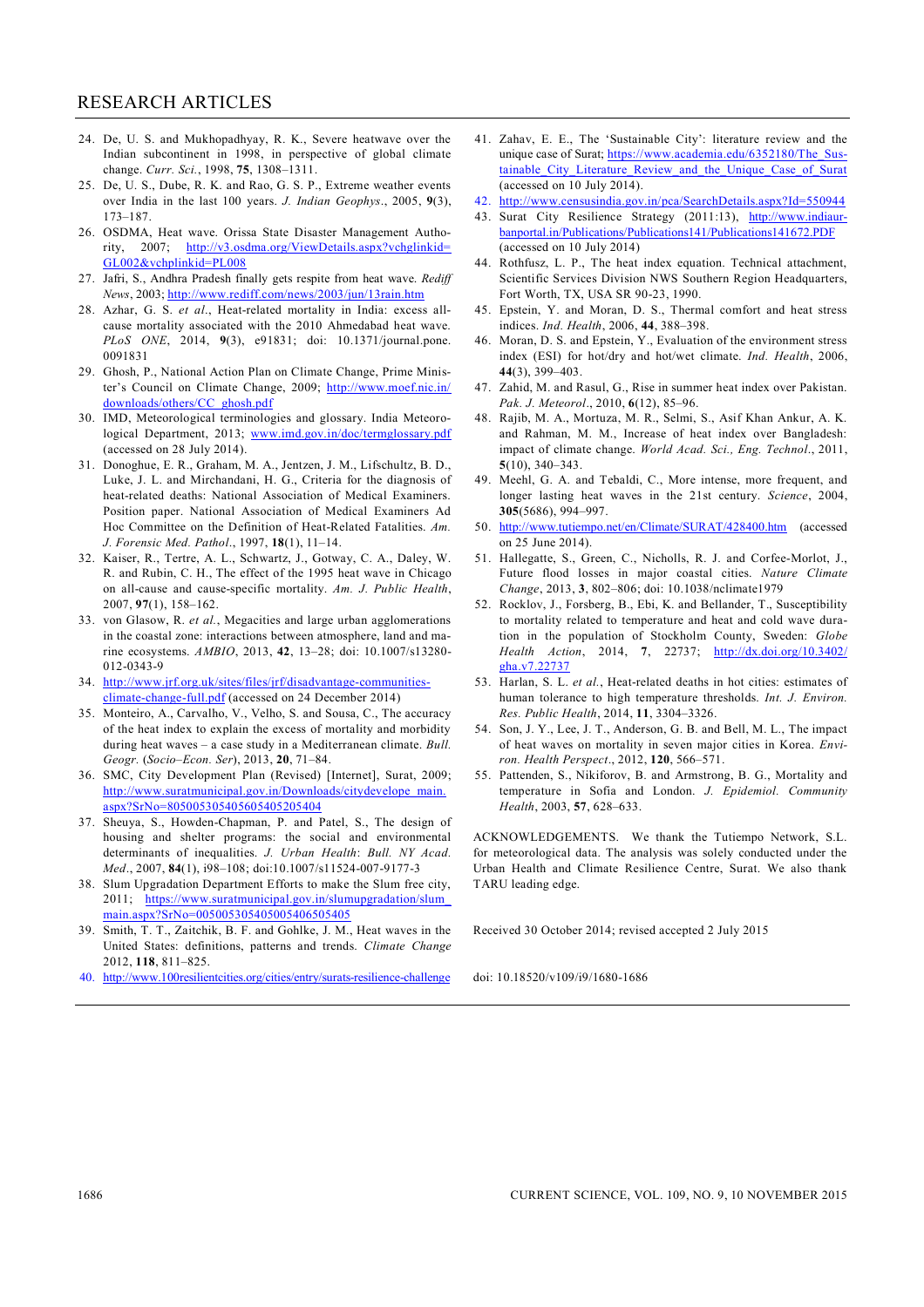24. De, U. S. and Mukhopadhyay, R. K., Severe heatwave over the Indian subcontinent in 1998, in perspective of global climate change. *Curr. Sci.*, 1998, **75**, 1308–1311.
25. De, U. S., Dube, R. K. and Rao, G. S. P., Extreme weather events over India in the last 100 years. *J. Indian Geophys.*, 2005, **9**(3), 173–187.
26. OSDMA, Heat wave. Orissa State Disaster Management Authority, 2007; http://v3.osdma.org/ViewDetails.aspx?vchglinkid=GL002&vchplinkid=PL008
27. Jafri, S., Andhra Pradesh finally gets respite from heat wave. *Rediff News*, 2003; http://www.rediff.com/news/2003/jun/13rain.htm
28. Azhar, G. S. *et al.*, Heat-related mortality in India: excess all-cause mortality associated with the 2010 Ahmedabad heat wave. *PLoS ONE*, 2014, **9**(3), e91831; doi: 10.1371/journal.pone.0091831
29. Ghosh, P., National Action Plan on Climate Change, Prime Minister's Council on Climate Change, 2009; http://www.moef.nic.in/downloads/others/CC_ghosh.pdf
30. IMD, Meteorological terminologies and glossary. India Meteorological Department, 2013; www.imd.gov.in/doc/termglossary.pdf (accessed on 28 July 2014).
31. Donoghue, E. R., Graham, M. A., Jentzen, J. M., Lifschultz, B. D., Luke, J. L. and Mirchandani, H. G., Criteria for the diagnosis of heat-related deaths: National Association of Medical Examiners. Position paper. National Association of Medical Examiners Ad Hoc Committee on the Definition of Heat-Related Fatalities. *Am. J. Forensic Med. Pathol.*, 1997, **18**(1), 11–14.
32. Kaiser, R., Tertre, A. L., Schwartz, J., Gotway, C. A., Daley, W. R. and Rubin, C. H., The effect of the 1995 heat wave in Chicago on all-cause and cause-specific mortality. *Am. J. Public Health*, 2007, **97**(1), 158–162.
33. von Glasow, R. *et al.*, Megacities and large urban agglomerations in the coastal zone: interactions between atmosphere, land and marine ecosystems. *AMBIO*, 2013, **42**, 13–28; doi: 10.1007/s13280-012-0343-9
34. http://www.jrf.org.uk/sites/files/jrf/disadvantage-communities-climate-change-full.pdf (accessed on 24 December 2014)
35. Monteiro, A., Carvalho, V., Velho, S. and Sousa, C., The accuracy of the heat index to explain the excess of mortality and morbidity during heat waves – a case study in a Mediterranean climate. *Bull. Geogr.* (*Socio–Econ. Ser*), 2013, **20**, 71–84.
36. SMC, City Development Plan (Revised) [Internet], Surat, 2009; http://www.suratmunicipal.gov.in/Downloads/citydevelope_main.aspx?SrNo=805005305405605405205404
37. Sheuya, S., Howden-Chapman, P. and Patel, S., The design of housing and shelter programs: the social and environmental determinants of inequalities. *J. Urban Health*: *Bull. NY Acad. Med*., 2007, **84**(1), i98–108; doi:10.1007/s11524-007-9177-3
38. Slum Upgradation Department Efforts to make the Slum free city, 2011; https://www.suratmunicipal.gov.in/slumupgradation/slum_main.aspx?SrNo=005005305405005406505405
39. Smith, T. T., Zaitchik, B. F. and Gohlke, J. M., Heat waves in the United States: definitions, patterns and trends. *Climate Change* 2012, **118**, 811–825.
40. http://www.100resilientcities.org/cities/entry/surats-resilience-challenge
41. Zahav, E. E., The 'Sustainable City': literature review and the unique case of Surat; https://www.academia.edu/6352180/The_Sustainable_City_Literature_Review_and_the_Unique_Case_of_Surat (accessed on 10 July 2014).
42. http://www.censusindia.gov.in/pca/SearchDetails.aspx?Id=550944
43. Surat City Resilience Strategy (2011:13), http://www.indiaurbanportal.in/Publications/Publications141/Publications141672.PDF (accessed on 10 July 2014)
44. Rothfusz, L. P., The heat index equation. Technical attachment, Scientific Services Division NWS Southern Region Headquarters, Fort Worth, TX, USA SR 90-23, 1990.
45. Epstein, Y. and Moran, D. S., Thermal comfort and heat stress indices. *Ind. Health*, 2006, **44**, 388–398.
46. Moran, D. S. and Epstein, Y., Evaluation of the environment stress index (ESI) for hot/dry and hot/wet climate. *Ind. Health*, 2006, **44**(3), 399–403.
47. Zahid, M. and Rasul, G., Rise in summer heat index over Pakistan. *Pak. J. Meteorol*., 2010, **6**(12), 85–96.
48. Rajib, M. A., Mortuza, M. R., Selmi, S., Asif Khan Ankur, A. K. and Rahman, M. M., Increase of heat index over Bangladesh: impact of climate change. *World Acad. Sci., Eng. Technol*., 2011, **5**(10), 340–343.
49. Meehl, G. A. and Tebaldi, C., More intense, more frequent, and longer lasting heat waves in the 21st century. *Science*, 2004, **305**(5686), 994–997.
50. http://www.tutiempo.net/en/Climate/SURAT/428400.htm (accessed on 25 June 2014).
51. Hallegatte, S., Green, C., Nicholls, R. J. and Corfee-Morlot, J., Future flood losses in major coastal cities. *Nature Climate Change*, 2013, **3**, 802–806; doi: 10.1038/nclimate1979
52. Rocklov, J., Forsberg, B., Ebi, K. and Bellander, T., Susceptibility to mortality related to temperature and heat and cold wave duration in the population of Stockholm County, Sweden: *Globe Health Action*, 2014, **7**, 22737; http://dx.doi.org/10.3402/gha.v7.22737
53. Harlan, S. L. *et al.*, Heat-related deaths in hot cities: estimates of human tolerance to high temperature thresholds. *Int. J. Environ. Res. Public Health*, 2014, **11**, 3304–3326.
54. Son, J. Y., Lee, J. T., Anderson, G. B. and Bell, M. L., The impact of heat waves on mortality in seven major cities in Korea. *Environ. Health Perspect*., 2012, **120**, 566–571.
55. Pattenden, S., Nikiforov, B. and Armstrong, B. G., Mortality and temperature in Sofia and London. *J. Epidemiol. Community Health*, 2003, **57**, 628–633.

ACKNOWLEDGEMENTS. We thank the Tutiempo Network, S.L. for meteorological data. The analysis was solely conducted under the Urban Health and Climate Resilience Centre, Surat. We also thank TARU leading edge.

Received 30 October 2014; revised accepted 2 July 2015

doi: 10.18520/v109/i9/1680-1686